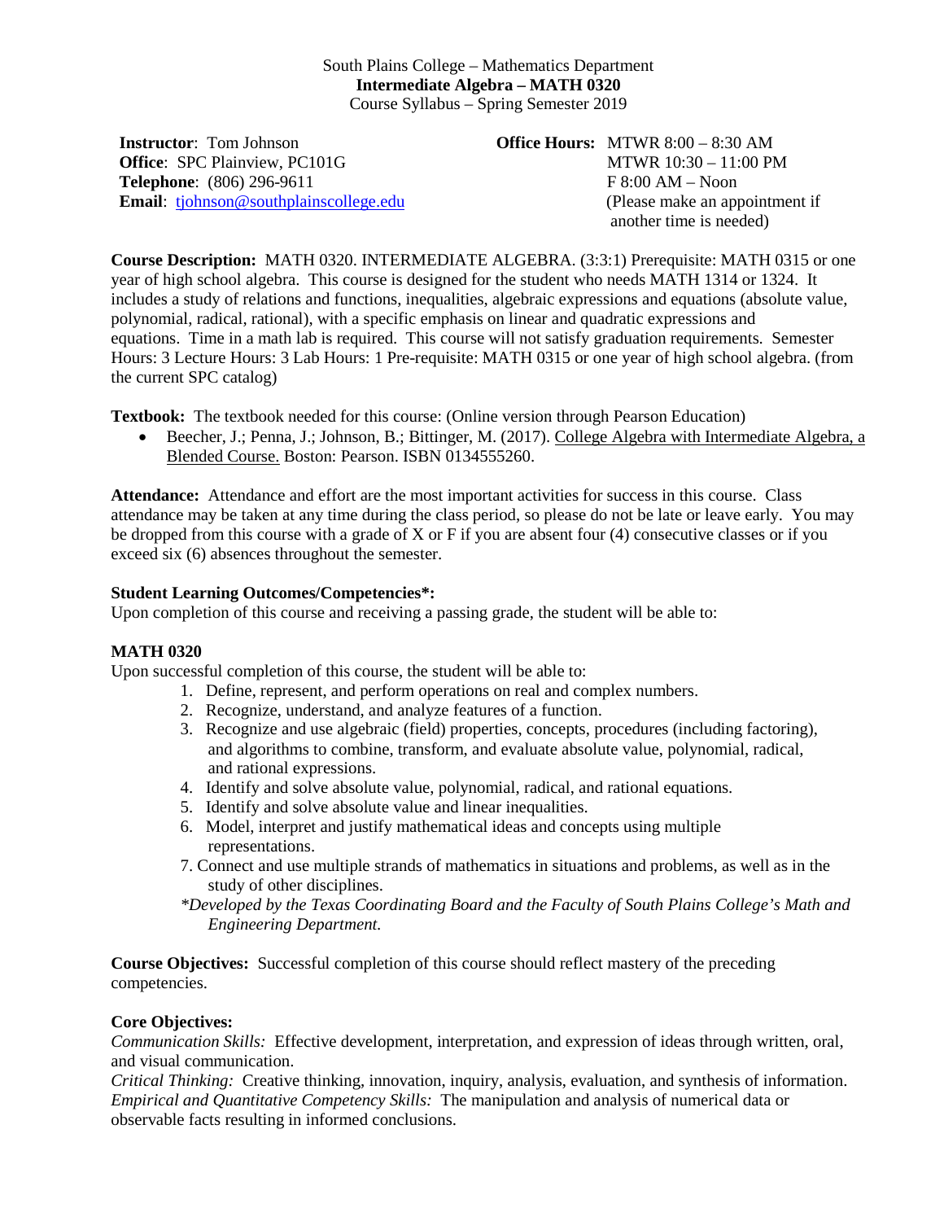South Plains College – Mathematics Department
**Intermediate Algebra – MATH 0320**
Course Syllabus – Spring Semester 2019

**Instructor**: Tom Johnson
**Office**: SPC Plainview, PC101G
**Telephone**: (806) 296-9611
**Email**: tjohnson@southplainscollege.edu

**Office Hours:** MTWR 8:00 – 8:30 AM
MTWR 10:30 – 11:00 PM
F 8:00 AM – Noon
(Please make an appointment if another time is needed)

**Course Description:** MATH 0320. INTERMEDIATE ALGEBRA. (3:3:1) Prerequisite: MATH 0315 or one year of high school algebra. This course is designed for the student who needs MATH 1314 or 1324. It includes a study of relations and functions, inequalities, algebraic expressions and equations (absolute value, polynomial, radical, rational), with a specific emphasis on linear and quadratic expressions and equations. Time in a math lab is required. This course will not satisfy graduation requirements. Semester Hours: 3 Lecture Hours: 3 Lab Hours: 1 Pre-requisite: MATH 0315 or one year of high school algebra. (from the current SPC catalog)

**Textbook:** The textbook needed for this course: (Online version through Pearson Education)

- Beecher, J.; Penna, J.; Johnson, B.; Bittinger, M. (2017). College Algebra with Intermediate Algebra, a Blended Course. Boston: Pearson. ISBN 0134555260.

**Attendance:** Attendance and effort are the most important activities for success in this course. Class attendance may be taken at any time during the class period, so please do not be late or leave early. You may be dropped from this course with a grade of X or F if you are absent four (4) consecutive classes or if you exceed six (6) absences throughout the semester.

**Student Learning Outcomes/Competencies*:**
Upon completion of this course and receiving a passing grade, the student will be able to:

**MATH 0320**
Upon successful completion of this course, the student will be able to:

1. Define, represent, and perform operations on real and complex numbers.
2. Recognize, understand, and analyze features of a function.
3. Recognize and use algebraic (field) properties, concepts, procedures (including factoring), and algorithms to combine, transform, and evaluate absolute value, polynomial, radical, and rational expressions.
4. Identify and solve absolute value, polynomial, radical, and rational equations.
5. Identify and solve absolute value and linear inequalities.
6. Model, interpret and justify mathematical ideas and concepts using multiple representations.
7. Connect and use multiple strands of mathematics in situations and problems, as well as in the study of other disciplines.

*\*Developed by the Texas Coordinating Board and the Faculty of South Plains College's Math and Engineering Department.*

**Course Objectives:** Successful completion of this course should reflect mastery of the preceding competencies.

**Core Objectives:**
*Communication Skills:* Effective development, interpretation, and expression of ideas through written, oral, and visual communication.
*Critical Thinking:* Creative thinking, innovation, inquiry, analysis, evaluation, and synthesis of information.
*Empirical and Quantitative Competency Skills:* The manipulation and analysis of numerical data or observable facts resulting in informed conclusions.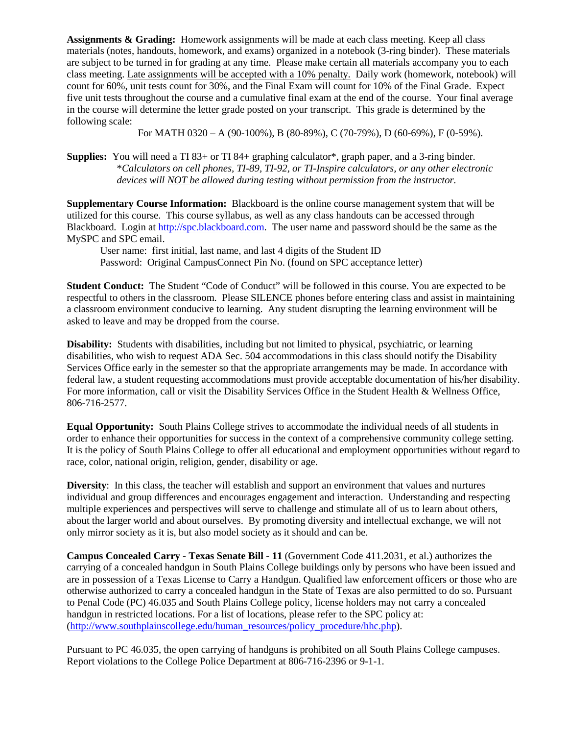**Assignments & Grading:** Homework assignments will be made at each class meeting. Keep all class materials (notes, handouts, homework, and exams) organized in a notebook (3-ring binder). These materials are subject to be turned in for grading at any time. Please make certain all materials accompany you to each class meeting. <u>Late assignments will be accepted with a 10% penalty.</u> Daily work (homework, notebook) will count for 60%, unit tests count for 30%, and the Final Exam will count for 10% of the Final Grade. Expect five unit tests throughout the course and a cumulative final exam at the end of the course. Your final average in the course will determine the letter grade posted on your transcript. This grade is determined by the following scale:

For MATH 0320 – A (90-100%), B (80-89%), C (70-79%), D (60-69%), F (0-59%).

**Supplies:** You will need a TI 83+ or TI 84+ graphing calculator*, graph paper, and a 3-ring binder.
*\*Calculators on cell phones, TI-89, TI-92, or TI-Inspire calculators, or any other electronic devices will <u>NOT</u> be allowed during testing without permission from the instructor.*

**Supplementary Course Information:** Blackboard is the online course management system that will be utilized for this course. This course syllabus, as well as any class handouts can be accessed through Blackboard. Login at http://spc.blackboard.com. The user name and password should be the same as the MySPC and SPC email.

User name: first initial, last name, and last 4 digits of the Student ID
Password: Original CampusConnect Pin No. (found on SPC acceptance letter)

**Student Conduct:** The Student "Code of Conduct" will be followed in this course. You are expected to be respectful to others in the classroom. Please SILENCE phones before entering class and assist in maintaining a classroom environment conducive to learning. Any student disrupting the learning environment will be asked to leave and may be dropped from the course.

**Disability:** Students with disabilities, including but not limited to physical, psychiatric, or learning disabilities, who wish to request ADA Sec. 504 accommodations in this class should notify the Disability Services Office early in the semester so that the appropriate arrangements may be made. In accordance with federal law, a student requesting accommodations must provide acceptable documentation of his/her disability. For more information, call or visit the Disability Services Office in the Student Health & Wellness Office, 806-716-2577.

**Equal Opportunity:** South Plains College strives to accommodate the individual needs of all students in order to enhance their opportunities for success in the context of a comprehensive community college setting. It is the policy of South Plains College to offer all educational and employment opportunities without regard to race, color, national origin, religion, gender, disability or age.

**Diversity**: In this class, the teacher will establish and support an environment that values and nurtures individual and group differences and encourages engagement and interaction. Understanding and respecting multiple experiences and perspectives will serve to challenge and stimulate all of us to learn about others, about the larger world and about ourselves. By promoting diversity and intellectual exchange, we will not only mirror society as it is, but also model society as it should and can be.

**Campus Concealed Carry - Texas Senate Bill - 11** (Government Code 411.2031, et al.) authorizes the carrying of a concealed handgun in South Plains College buildings only by persons who have been issued and are in possession of a Texas License to Carry a Handgun. Qualified law enforcement officers or those who are otherwise authorized to carry a concealed handgun in the State of Texas are also permitted to do so. Pursuant to Penal Code (PC) 46.035 and South Plains College policy, license holders may not carry a concealed handgun in restricted locations. For a list of locations, please refer to the SPC policy at: (http://www.southplainscollege.edu/human_resources/policy_procedure/hhc.php).

Pursuant to PC 46.035, the open carrying of handguns is prohibited on all South Plains College campuses. Report violations to the College Police Department at 806-716-2396 or 9-1-1.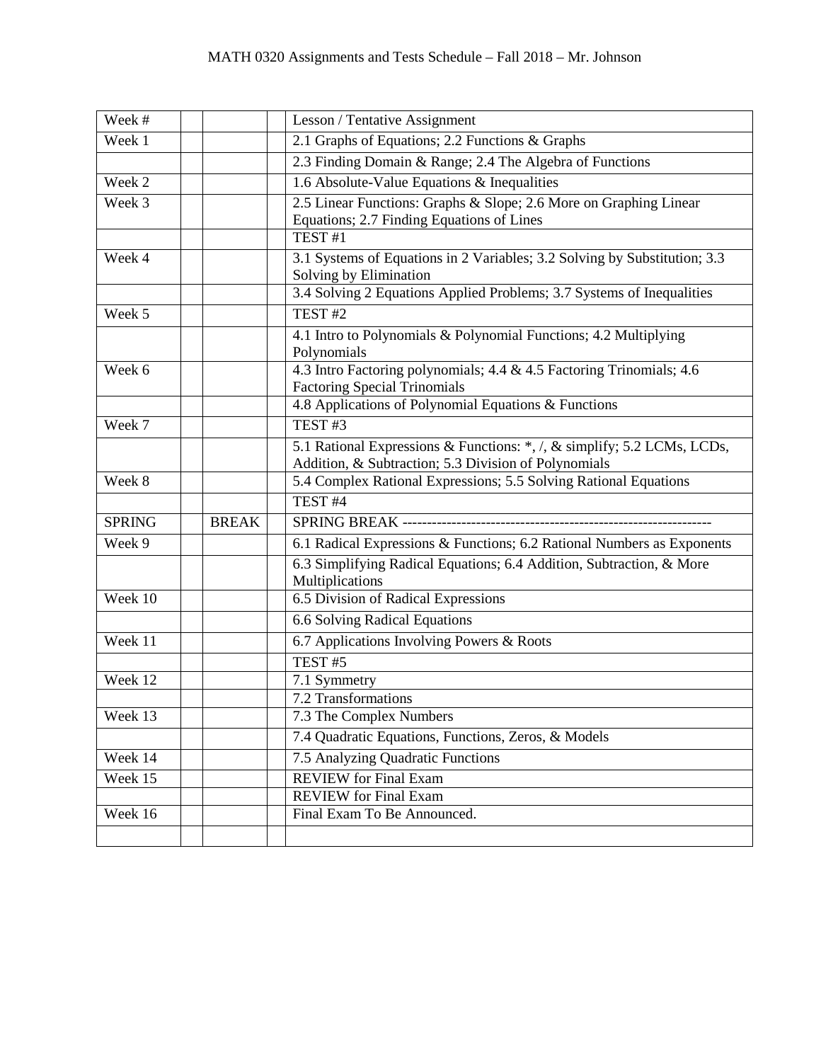MATH 0320 Assignments and Tests Schedule – Fall 2018 – Mr. Johnson

| Week # | | | | Lesson / Tentative Assignment |
|---|---|---|---|---|
| Week 1 | | | | 2.1 Graphs of Equations; 2.2 Functions & Graphs |
| | | | | 2.3 Finding Domain & Range; 2.4 The Algebra of Functions |
| Week 2 | | | | 1.6 Absolute-Value Equations & Inequalities |
| Week 3 | | | | 2.5 Linear Functions: Graphs & Slope; 2.6 More on Graphing Linear Equations; 2.7 Finding Equations of Lines |
| | | | | TEST #1 |
| Week 4 | | | | 3.1 Systems of Equations in 2 Variables; 3.2 Solving by Substitution; 3.3 Solving by Elimination |
| | | | | 3.4 Solving 2 Equations Applied Problems; 3.7 Systems of Inequalities |
| Week 5 | | | | TEST #2 |
| | | | | 4.1 Intro to Polynomials & Polynomial Functions; 4.2 Multiplying Polynomials |
| Week 6 | | | | 4.3 Intro Factoring polynomials; 4.4 & 4.5 Factoring Trinomials; 4.6 Factoring Special Trinomials |
| | | | | 4.8 Applications of Polynomial Equations & Functions |
| Week 7 | | | | TEST #3 |
| | | | | 5.1 Rational Expressions & Functions: *, /, & simplify; 5.2 LCMs, LCDs, Addition, & Subtraction; 5.3 Division of Polynomials |
| Week 8 | | | | 5.4 Complex Rational Expressions; 5.5 Solving Rational Equations |
| | | | | TEST #4 |
| SPRING | | BREAK | | SPRING BREAK --------------------------------------------------------------- |
| Week 9 | | | | 6.1 Radical Expressions & Functions; 6.2 Rational Numbers as Exponents |
| | | | | 6.3 Simplifying Radical Equations; 6.4 Addition, Subtraction, & More Multiplications |
| Week 10 | | | | 6.5 Division of Radical Expressions |
| | | | | 6.6 Solving Radical Equations |
| Week 11 | | | | 6.7 Applications Involving Powers & Roots |
| | | | | TEST #5 |
| Week 12 | | | | 7.1 Symmetry |
| | | | | 7.2 Transformations |
| Week 13 | | | | 7.3 The Complex Numbers |
| | | | | 7.4 Quadratic Equations, Functions, Zeros, & Models |
| Week 14 | | | | 7.5 Analyzing Quadratic Functions |
| Week 15 | | | | REVIEW for Final Exam |
| | | | | REVIEW for Final Exam |
| Week 16 | | | | Final Exam To Be Announced. |
| | | | | |